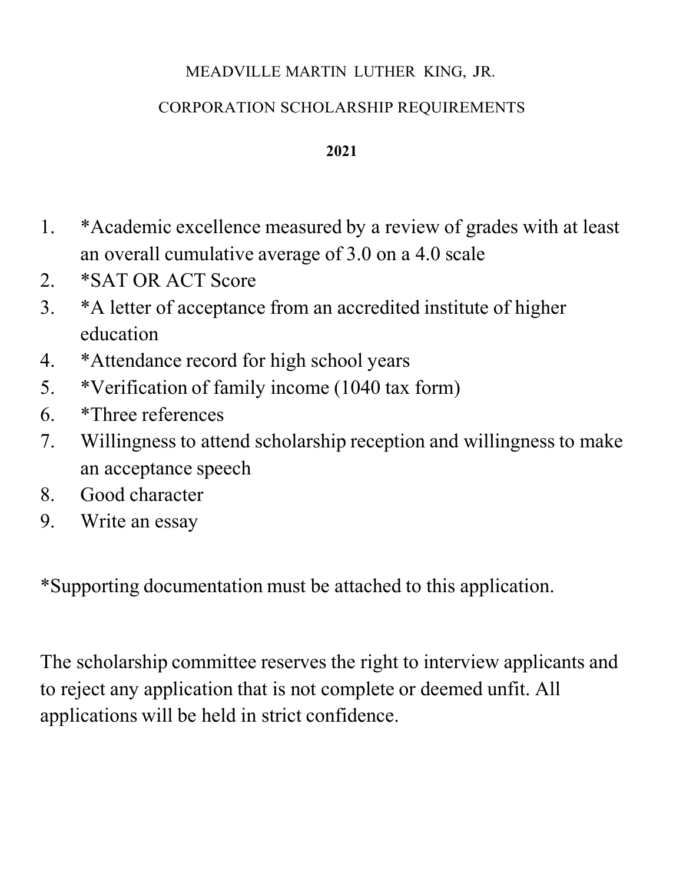MEADVILLE MARTIN LUTHER KING, JR.

CORPORATION SCHOLARSHIP REQUIREMENTS

**2021**

1. *Academic excellence measured by a review of grades with at least an overall cumulative average of 3.0 on a 4.0 scale
2. *SAT OR ACT Score
3. *A letter of acceptance from an accredited institute of higher education
4. *Attendance record for high school years
5. *Verification of family income (1040 tax form)
6. *Three references
7. Willingness to attend scholarship reception and willingness to make an acceptance speech
8. Good character
9. Write an essay

*Supporting documentation must be attached to this application.

The scholarship committee reserves the right to interview applicants and to reject any application that is not complete or deemed unfit. All applications will be held in strict confidence.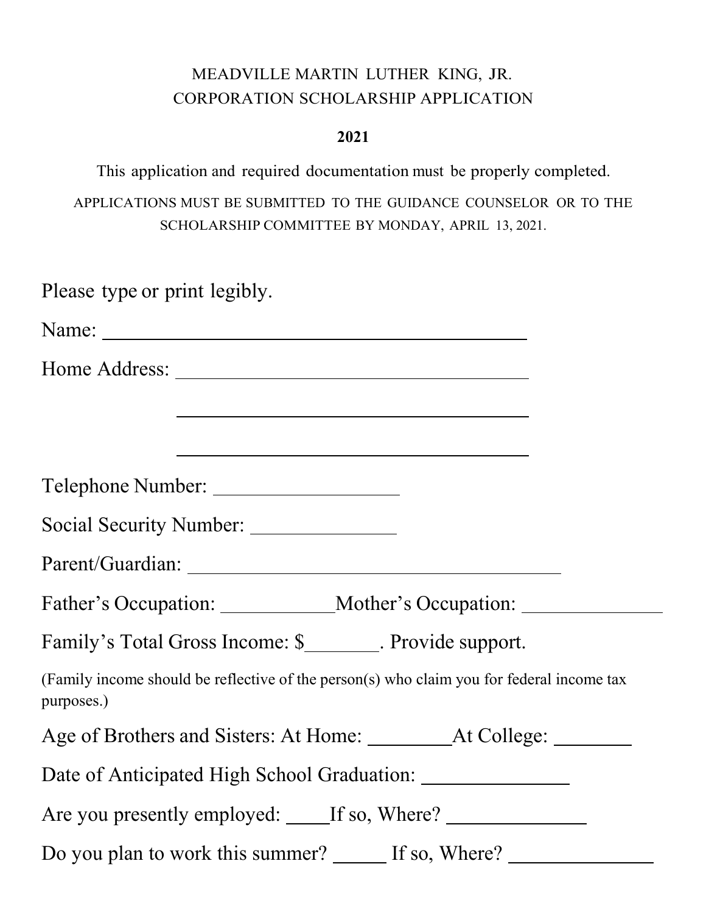MEADVILLE MARTIN LUTHER KING, JR.
CORPORATION SCHOLARSHIP APPLICATION

**2021**

This application and required documentation must be properly completed.

APPLICATIONS MUST BE SUBMITTED TO THE GUIDANCE COUNSELOR OR TO THE SCHOLARSHIP COMMITTEE BY MONDAY, APRIL 13, 2021.

Please type or print legibly.

Name: ______________________________________________

Home Address: ______________________________________

______________________________________

______________________________________

Telephone Number: ____________________

Social Security Number: ________________

Parent/Guardian: ________________________________________

Father's Occupation: ____________ Mother's Occupation: _______________

Family's Total Gross Income: $________. Provide support.

(Family income should be reflective of the person(s) who claim you for federal income tax purposes.)

Age of Brothers and Sisters: At Home: _________ At College: _________

Date of Anticipated High School Graduation: ________________

Are you presently employed: _____ If so, Where? _______________

Do you plan to work this summer? ______ If so, Where? ________________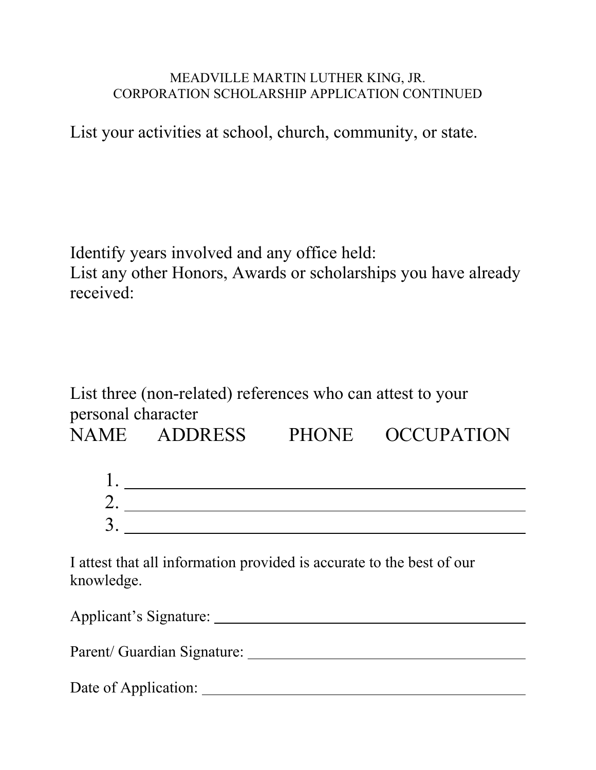MEADVILLE MARTIN LUTHER KING, JR.
CORPORATION SCHOLARSHIP APPLICATION CONTINUED

List your activities at school, church, community, or state.

Identify years involved and any office held:

List any other Honors, Awards or scholarships you have already received:

List three (non-related) references who can attest to your personal character

NAME ADDRESS PHONE OCCUPATION

1. ______________________________________________
2. ______________________________________________
3. ______________________________________________

I attest that all information provided is accurate to the best of our knowledge.

Applicant's Signature: ______________________________________________

Parent/ Guardian Signature: ______________________________________________

Date of Application: ______________________________________________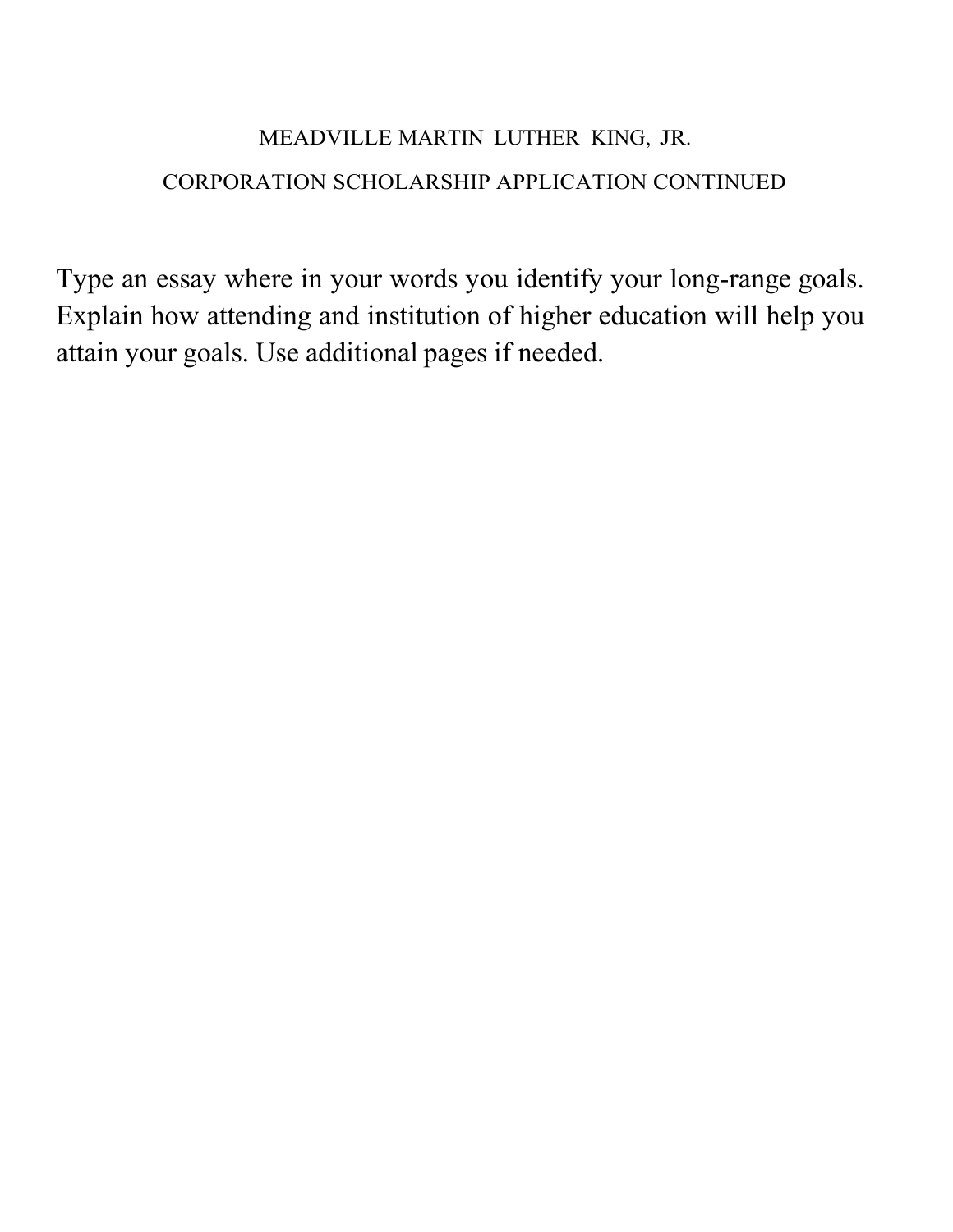MEADVILLE MARTIN LUTHER KING, JR.

CORPORATION SCHOLARSHIP APPLICATION CONTINUED

Type an essay where in your words you identify your long-range goals. Explain how attending and institution of higher education will help you attain your goals. Use additional pages if needed.